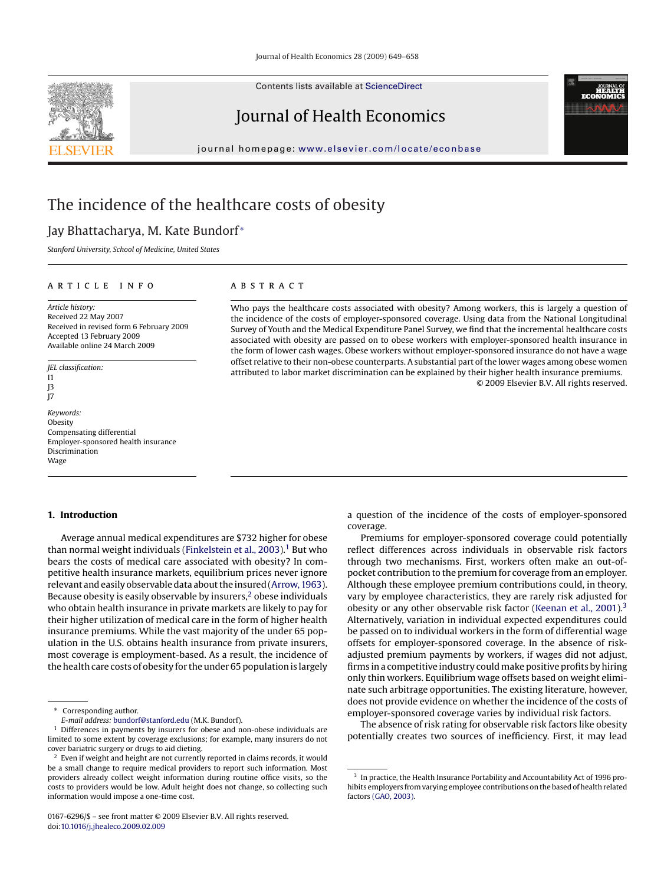# The incidence of the healthcare costs of obesity

Jay Bhattacharya, M. Kate Bundorf*

*Stanford University, School of Medicine, United States*

## ARTICLE INFO

*Article history:*
Received 22 May 2007
Received in revised form 6 February 2009
Accepted 13 February 2009
Available online 24 March 2009

*JEL classification:*
I1
J3
J7

*Keywords:*
Obesity
Compensating differential
Employer-sponsored health insurance
Discrimination
Wage

## ABSTRACT

Who pays the healthcare costs associated with obesity? Among workers, this is largely a question of the incidence of the costs of employer-sponsored coverage. Using data from the National Longitudinal Survey of Youth and the Medical Expenditure Panel Survey, we find that the incremental healthcare costs associated with obesity are passed on to obese workers with employer-sponsored health insurance in the form of lower cash wages. Obese workers without employer-sponsored insurance do not have a wage offset relative to their non-obese counterparts. A substantial part of the lower wages among obese women attributed to labor market discrimination can be explained by their higher health insurance premiums.

© 2009 Elsevier B.V. All rights reserved.

## 1. Introduction

Average annual medical expenditures are $732 higher for obese than normal weight individuals (Finkelstein et al., 2003).[1] But who bears the costs of medical care associated with obesity? In competitive health insurance markets, equilibrium prices never ignore relevant and easily observable data about the insured (Arrow, 1963). Because obesity is easily observable by insurers,[2] obese individuals who obtain health insurance in private markets are likely to pay for their higher utilization of medical care in the form of higher health insurance premiums. While the vast majority of the under 65 population in the U.S. obtains health insurance from private insurers, most coverage is employment-based. As a result, the incidence of the health care costs of obesity for the under 65 population is largely a question of the incidence of the costs of employer-sponsored coverage.

Premiums for employer-sponsored coverage could potentially reflect differences across individuals in observable risk factors through two mechanisms. First, workers often make an out-of-pocket contribution to the premium for coverage from an employer. Although these employee premium contributions could, in theory, vary by employee characteristics, they are rarely risk adjusted for obesity or any other observable risk factor (Keenan et al., 2001).[3] Alternatively, variation in individual expected expenditures could be passed on to individual workers in the form of differential wage offsets for employer-sponsored coverage. In the absence of risk-adjusted premium payments by workers, if wages did not adjust, firms in a competitive industry could make positive profits by hiring only thin workers. Equilibrium wage offsets based on weight eliminate such arbitrage opportunities. The existing literature, however, does not provide evidence on whether the incidence of the costs of employer-sponsored coverage varies by individual risk factors.

The absence of risk rating for observable risk factors like obesity potentially creates two sources of inefficiency. First, it may lead

---

\* Corresponding author.
*E-mail address:* bundorf@stanford.edu (M.K. Bundorf).

[1] Differences in payments by insurers for obese and non-obese individuals are limited to some extent by coverage exclusions; for example, many insurers do not cover bariatric surgery or drugs to aid dieting.

[2] Even if weight and height are not currently reported in claims records, it would be a small change to require medical providers to report such information. Most providers already collect weight information during routine office visits, so the costs to providers would be low. Adult height does not change, so collecting such information would impose a one-time cost.

[3] In practice, the Health Insurance Portability and Accountability Act of 1996 prohibits employers from varying employee contributions on the based of health related factors (GAO, 2003).

0167-6296/$ – see front matter © 2009 Elsevier B.V. All rights reserved.
doi:10.1016/j.jhealeco.2009.02.009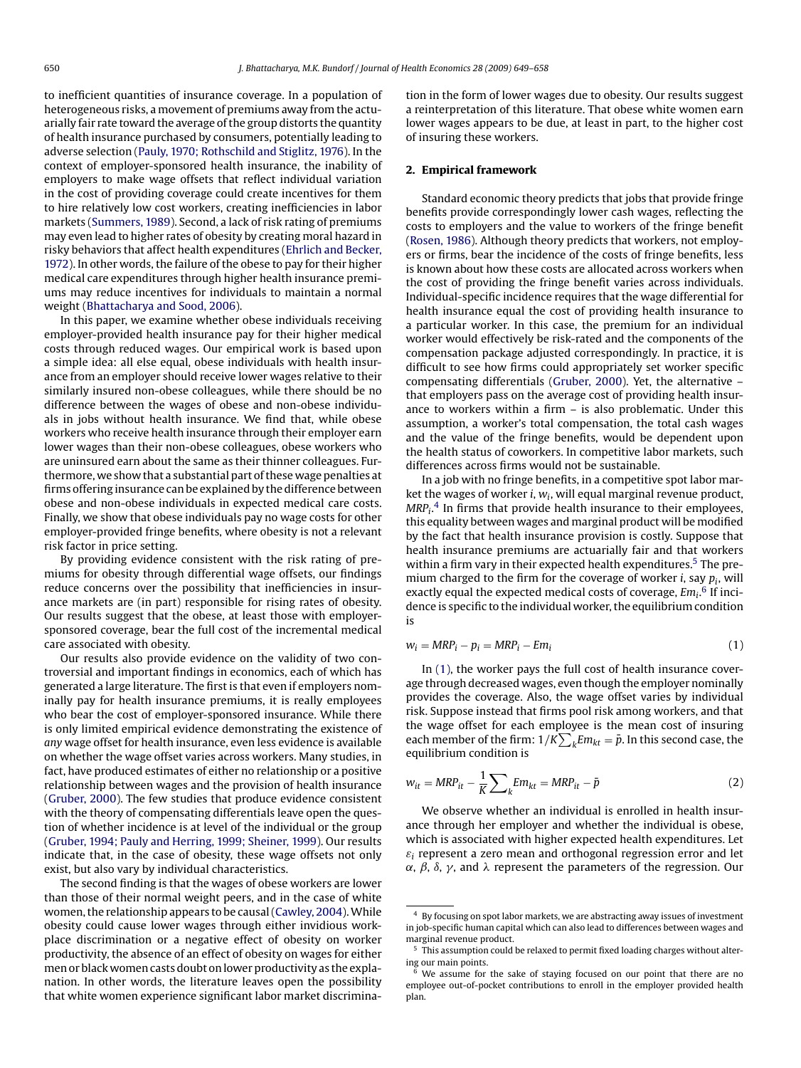to inefficient quantities of insurance coverage. In a population of heterogeneous risks, a movement of premiums away from the actuarially fair rate toward the average of the group distorts the quantity of health insurance purchased by consumers, potentially leading to adverse selection (Pauly, 1970; Rothschild and Stiglitz, 1976). In the context of employer-sponsored health insurance, the inability of employers to make wage offsets that reflect individual variation in the cost of providing coverage could create incentives for them to hire relatively low cost workers, creating inefficiencies in labor markets (Summers, 1989). Second, a lack of risk rating of premiums may even lead to higher rates of obesity by creating moral hazard in risky behaviors that affect health expenditures (Ehrlich and Becker, 1972). In other words, the failure of the obese to pay for their higher medical care expenditures through higher health insurance premiums may reduce incentives for individuals to maintain a normal weight (Bhattacharya and Sood, 2006).

In this paper, we examine whether obese individuals receiving employer-provided health insurance pay for their higher medical costs through reduced wages. Our empirical work is based upon a simple idea: all else equal, obese individuals with health insurance from an employer should receive lower wages relative to their similarly insured non-obese colleagues, while there should be no difference between the wages of obese and non-obese individuals in jobs without health insurance. We find that, while obese workers who receive health insurance through their employer earn lower wages than their non-obese colleagues, obese workers who are uninsured earn about the same as their thinner colleagues. Furthermore, we show that a substantial part of these wage penalties at firms offering insurance can be explained by the difference between obese and non-obese individuals in expected medical care costs. Finally, we show that obese individuals pay no wage costs for other employer-provided fringe benefits, where obesity is not a relevant risk factor in price setting.

By providing evidence consistent with the risk rating of premiums for obesity through differential wage offsets, our findings reduce concerns over the possibility that inefficiencies in insurance markets are (in part) responsible for rising rates of obesity. Our results suggest that the obese, at least those with employer-sponsored coverage, bear the full cost of the incremental medical care associated with obesity.

Our results also provide evidence on the validity of two controversial and important findings in economics, each of which has generated a large literature. The first is that even if employers nominally pay for health insurance premiums, it is really employees who bear the cost of employer-sponsored insurance. While there is only limited empirical evidence demonstrating the existence of *any* wage offset for health insurance, even less evidence is available on whether the wage offset varies across workers. Many studies, in fact, have produced estimates of either no relationship or a positive relationship between wages and the provision of health insurance (Gruber, 2000). The few studies that produce evidence consistent with the theory of compensating differentials leave open the question of whether incidence is at level of the individual or the group (Gruber, 1994; Pauly and Herring, 1999; Sheiner, 1999). Our results indicate that, in the case of obesity, these wage offsets not only exist, but also vary by individual characteristics.

The second finding is that the wages of obese workers are lower than those of their normal weight peers, and in the case of white women, the relationship appears to be causal (Cawley, 2004). While obesity could cause lower wages through either invidious workplace discrimination or a negative effect of obesity on worker productivity, the absence of an effect of obesity on wages for either men or black women casts doubt on lower productivity as the explanation. In other words, the literature leaves open the possibility that white women experience significant labor market discrimination in the form of lower wages due to obesity. Our results suggest a reinterpretation of this literature. That obese white women earn lower wages appears to be due, at least in part, to the higher cost of insuring these workers.

## 2. Empirical framework

Standard economic theory predicts that jobs that provide fringe benefits provide correspondingly lower cash wages, reflecting the costs to employers and the value to workers of the fringe benefit (Rosen, 1986). Although theory predicts that workers, not employers or firms, bear the incidence of the costs of fringe benefits, less is known about how these costs are allocated across workers when the cost of providing the fringe benefit varies across individuals. Individual-specific incidence requires that the wage differential for health insurance equal the cost of providing health insurance to a particular worker. In this case, the premium for an individual worker would effectively be risk-rated and the components of the compensation package adjusted correspondingly. In practice, it is difficult to see how firms could appropriately set worker specific compensating differentials (Gruber, 2000). Yet, the alternative – that employers pass on the average cost of providing health insurance to workers within a firm – is also problematic. Under this assumption, a worker's total compensation, the total cash wages and the value of the fringe benefits, would be dependent upon the health status of coworkers. In competitive labor markets, such differences across firms would not be sustainable.

In a job with no fringe benefits, in a competitive spot labor market the wages of worker $i$, $w_i$, will equal marginal revenue product, $MRP_i$.[4] In firms that provide health insurance to their employees, this equality between wages and marginal product will be modified by the fact that health insurance provision is costly. Suppose that health insurance premiums are actuarially fair and that workers within a firm vary in their expected health expenditures.[5] The premium charged to the firm for the coverage of worker $i$, say $p_i$, will exactly equal the expected medical costs of coverage, $Em_i$.[6] If incidence is specific to the individual worker, the equilibrium condition is

$$w_i = MRP_i - p_i = MRP_i - Em_i \tag{1}$$

In (1), the worker pays the full cost of health insurance coverage through decreased wages, even though the employer nominally provides the coverage. Also, the wage offset varies by individual risk. Suppose instead that firms pool risk among workers, and that the wage offset for each employee is the mean cost of insuring each member of the firm: $1/K\sum_k Em_{kt} = \bar{p}$. In this second case, the equilibrium condition is

$$w_{it} = MRP_{it} - \frac{1}{K}\sum_k Em_{kt} = MRP_{it} - \bar{p} \tag{2}$$

We observe whether an individual is enrolled in health insurance through her employer and whether the individual is obese, which is associated with higher expected health expenditures. Let $\varepsilon_i$ represent a zero mean and orthogonal regression error and let $\alpha$, $\beta$, $\delta$, $\gamma$, and $\lambda$ represent the parameters of the regression. Our

[4] By focusing on spot labor markets, we are abstracting away issues of investment in job-specific human capital which can also lead to differences between wages and marginal revenue product.

[5] This assumption could be relaxed to permit fixed loading charges without altering our main points.

[6] We assume for the sake of staying focused on our point that there are no employee out-of-pocket contributions to enroll in the employer provided health plan.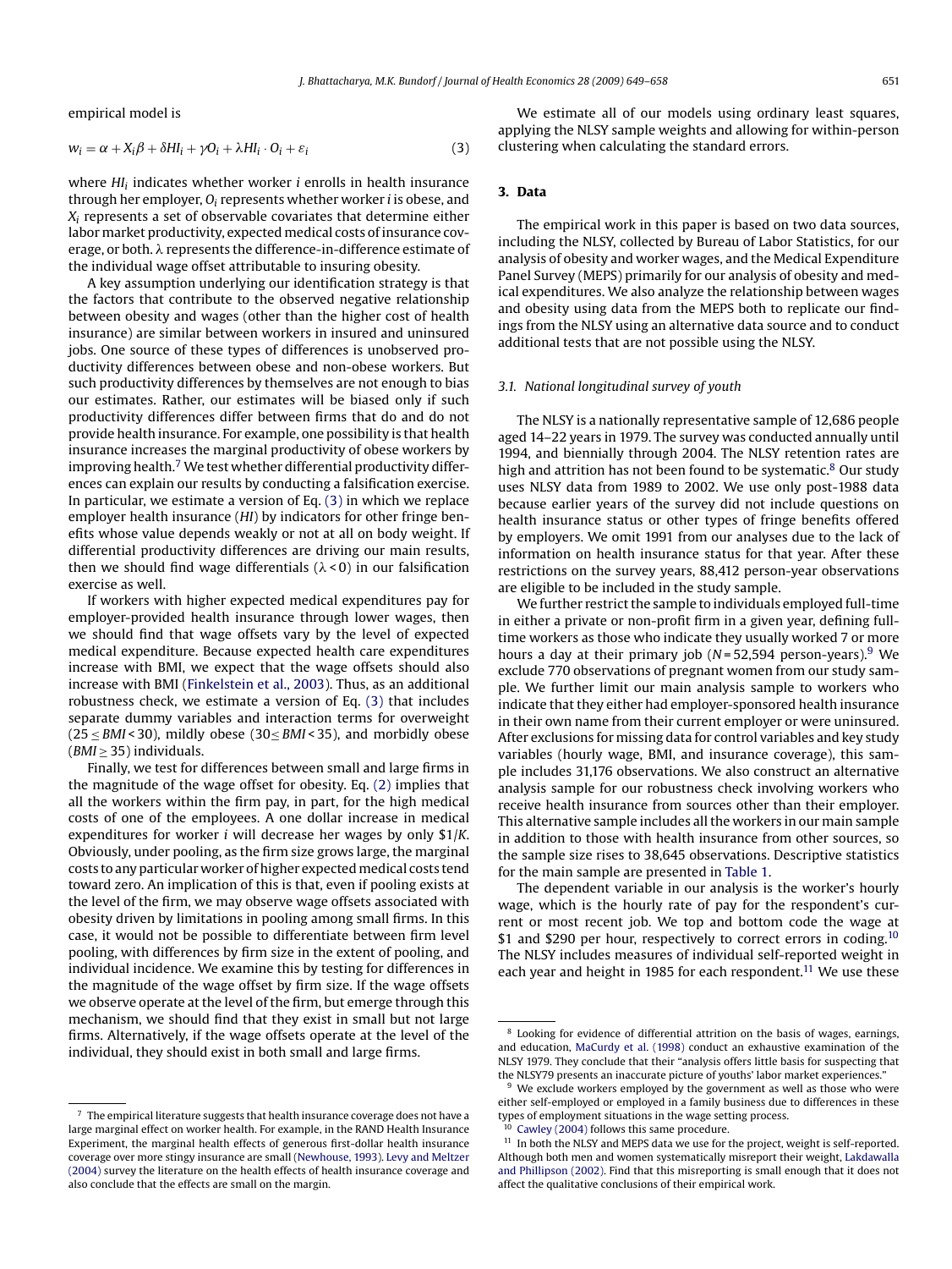empirical model is

$$w_i = \alpha + X_i\beta + \delta HI_i + \gamma O_i + \lambda HI_i \cdot O_i + \varepsilon_i \tag{3}$$

where $HI_i$ indicates whether worker $i$ enrolls in health insurance through her employer, $O_i$ represents whether worker $i$ is obese, and $X_i$ represents a set of observable covariates that determine either labor market productivity, expected medical costs of insurance coverage, or both. $\lambda$ represents the difference-in-difference estimate of the individual wage offset attributable to insuring obesity.

A key assumption underlying our identification strategy is that the factors that contribute to the observed negative relationship between obesity and wages (other than the higher cost of health insurance) are similar between workers in insured and uninsured jobs. One source of these types of differences is unobserved productivity differences between obese and non-obese workers. But such productivity differences by themselves are not enough to bias our estimates. Rather, our estimates will be biased only if such productivity differences differ between firms that do and do not provide health insurance. For example, one possibility is that health insurance increases the marginal productivity of obese workers by improving health.[7] We test whether differential productivity differences can explain our results by conducting a falsification exercise. In particular, we estimate a version of Eq. (3) in which we replace employer health insurance ($HI$) by indicators for other fringe benefits whose value depends weakly or not at all on body weight. If differential productivity differences are driving our main results, then we should find wage differentials ($\lambda < 0$) in our falsification exercise as well.

If workers with higher expected medical expenditures pay for employer-provided health insurance through lower wages, then we should find that wage offsets vary by the level of expected medical expenditure. Because expected health care expenditures increase with BMI, we expect that the wage offsets should also increase with BMI (Finkelstein et al., 2003). Thus, as an additional robustness check, we estimate a version of Eq. (3) that includes separate dummy variables and interaction terms for overweight ($25 \leq BMI < 30$), mildly obese ($30 \leq BMI < 35$), and morbidly obese ($BMI \geq 35$) individuals.

Finally, we test for differences between small and large firms in the magnitude of the wage offset for obesity. Eq. (2) implies that all the workers within the firm pay, in part, for the high medical costs of one of the employees. A one dollar increase in medical expenditures for worker $i$ will decrease her wages by only \$1/$K$. Obviously, under pooling, as the firm size grows large, the marginal costs to any particular worker of higher expected medical costs tend toward zero. An implication of this is that, even if pooling exists at the level of the firm, we may observe wage offsets associated with obesity driven by limitations in pooling among small firms. In this case, it would not be possible to differentiate between firm level pooling, with differences by firm size in the extent of pooling, and individual incidence. We examine this by testing for differences in the magnitude of the wage offset by firm size. If the wage offsets we observe operate at the level of the firm, but emerge through this mechanism, we should find that they exist in small but not large firms. Alternatively, if the wage offsets operate at the level of the individual, they should exist in both small and large firms.

We estimate all of our models using ordinary least squares, applying the NLSY sample weights and allowing for within-person clustering when calculating the standard errors.

## 3. Data

The empirical work in this paper is based on two data sources, including the NLSY, collected by Bureau of Labor Statistics, for our analysis of obesity and worker wages, and the Medical Expenditure Panel Survey (MEPS) primarily for our analysis of obesity and medical expenditures. We also analyze the relationship between wages and obesity using data from the MEPS both to replicate our findings from the NLSY using an alternative data source and to conduct additional tests that are not possible using the NLSY.

### 3.1. National longitudinal survey of youth

The NLSY is a nationally representative sample of 12,686 people aged 14–22 years in 1979. The survey was conducted annually until 1994, and biennially through 2004. The NLSY retention rates are high and attrition has not been found to be systematic.[8] Our study uses NLSY data from 1989 to 2002. We use only post-1988 data because earlier years of the survey did not include questions on health insurance status or other types of fringe benefits offered by employers. We omit 1991 from our analyses due to the lack of information on health insurance status for that year. After these restrictions on the survey years, 88,412 person-year observations are eligible to be included in the study sample.

We further restrict the sample to individuals employed full-time in either a private or non-profit firm in a given year, defining full-time workers as those who indicate they usually worked 7 or more hours a day at their primary job ($N$ = 52,594 person-years).[9] We exclude 770 observations of pregnant women from our study sample. We further limit our main analysis sample to workers who indicate that they either had employer-sponsored health insurance in their own name from their current employer or were uninsured. After exclusions for missing data for control variables and key study variables (hourly wage, BMI, and insurance coverage), this sample includes 31,176 observations. We also construct an alternative analysis sample for our robustness check involving workers who receive health insurance from sources other than their employer. This alternative sample includes all the workers in our main sample in addition to those with health insurance from other sources, so the sample size rises to 38,645 observations. Descriptive statistics for the main sample are presented in Table 1.

The dependent variable in our analysis is the worker's hourly wage, which is the hourly rate of pay for the respondent's current or most recent job. We top and bottom code the wage at \$1 and \$290 per hour, respectively to correct errors in coding.[10] The NLSY includes measures of individual self-reported weight in each year and height in 1985 for each respondent.[11] We use these

---

[7] The empirical literature suggests that health insurance coverage does not have a large marginal effect on worker health. For example, in the RAND Health Insurance Experiment, the marginal health effects of generous first-dollar health insurance coverage over more stingy insurance are small (Newhouse, 1993). Levy and Meltzer (2004) survey the literature on the health effects of health insurance coverage and also conclude that the effects are small on the margin.

[8] Looking for evidence of differential attrition on the basis of wages, earnings, and education, MaCurdy et al. (1998) conduct an exhaustive examination of the NLSY 1979. They conclude that their "analysis offers little basis for suspecting that the NLSY79 presents an inaccurate picture of youths' labor market experiences."

[9] We exclude workers employed by the government as well as those who were either self-employed or employed in a family business due to differences in these types of employment situations in the wage setting process.

[10] Cawley (2004) follows this same procedure.

[11] In both the NLSY and MEPS data we use for the project, weight is self-reported. Although both men and women systematically misreport their weight, Lakdawalla and Phillipson (2002). Find that this misreporting is small enough that it does not affect the qualitative conclusions of their empirical work.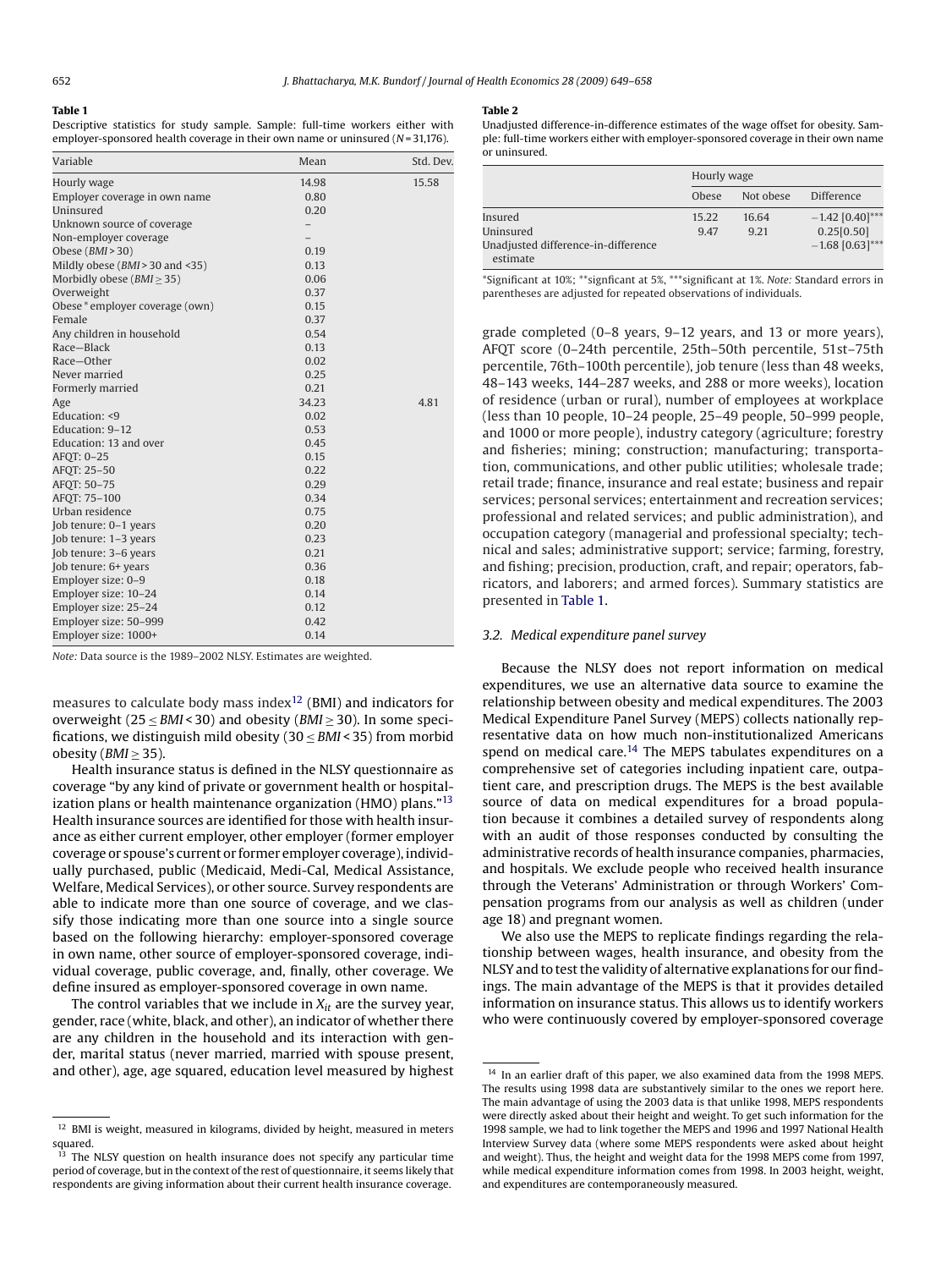**Table 1**

Descriptive statistics for study sample. Sample: full-time workers either with employer-sponsored health coverage in their own name or uninsured ($N$ = 31,176).

| Variable | Mean | Std. Dev. |
|---|---|---|
| Hourly wage | 14.98 | 15.58 |
| Employer coverage in own name | 0.80 | |
| Uninsured | 0.20 | |
| Unknown source of coverage | – | |
| Non-employer coverage | – | |
| Obese ($BMI > 30$) | 0.19 | |
| Mildly obese ($BMI > 30$ and $<35$) | 0.13 | |
| Morbidly obese ($BMI \geq 35$) | 0.06 | |
| Overweight | 0.37 | |
| Obese * employer coverage (own) | 0.15 | |
| Female | 0.37 | |
| Any children in household | 0.54 | |
| Race—Black | 0.13 | |
| Race—Other | 0.02 | |
| Never married | 0.25 | |
| Formerly married | 0.21 | |
| Age | 34.23 | 4.81 |
| Education: <9 | 0.02 | |
| Education: 9–12 | 0.53 | |
| Education: 13 and over | 0.45 | |
| AFQT: 0–25 | 0.15 | |
| AFQT: 25–50 | 0.22 | |
| AFQT: 50–75 | 0.29 | |
| AFQT: 75–100 | 0.34 | |
| Urban residence | 0.75 | |
| Job tenure: 0–1 years | 0.20 | |
| Job tenure: 1–3 years | 0.23 | |
| Job tenure: 3–6 years | 0.21 | |
| Job tenure: 6+ years | 0.36 | |
| Employer size: 0–9 | 0.18 | |
| Employer size: 10–24 | 0.14 | |
| Employer size: 25–24 | 0.12 | |
| Employer size: 50–999 | 0.42 | |
| Employer size: 1000+ | 0.14 | |

*Note:* Data source is the 1989–2002 NLSY. Estimates are weighted.

measures to calculate body mass index[12] (BMI) and indicators for overweight ($25 \leq BMI < 30$) and obesity ($BMI \geq 30$). In some specifications, we distinguish mild obesity ($30 \leq BMI < 35$) from morbid obesity ($BMI \geq 35$).

Health insurance status is defined in the NLSY questionnaire as coverage "by any kind of private or government health or hospitalization plans or health maintenance organization (HMO) plans."[13] Health insurance sources are identified for those with health insurance as either current employer, other employer (former employer coverage or spouse's current or former employer coverage), individually purchased, public (Medicaid, Medi-Cal, Medical Assistance, Welfare, Medical Services), or other source. Survey respondents are able to indicate more than one source of coverage, and we classify those indicating more than one source into a single source based on the following hierarchy: employer-sponsored coverage in own name, other source of employer-sponsored coverage, individual coverage, public coverage, and, finally, other coverage. We define insured as employer-sponsored coverage in own name.

The control variables that we include in $X_{it}$ are the survey year, gender, race (white, black, and other), an indicator of whether there are any children in the household and its interaction with gender, marital status (never married, married with spouse present, and other), age, age squared, education level measured by highest grade completed (0–8 years, 9–12 years, and 13 or more years), AFQT score (0–24th percentile, 25th–50th percentile, 51st–75th percentile, 76th–100th percentile), job tenure (less than 48 weeks, 48–143 weeks, 144–287 weeks, and 288 or more weeks), location of residence (urban or rural), number of employees at workplace (less than 10 people, 10–24 people, 25–49 people, 50–999 people, and 1000 or more people), industry category (agriculture; forestry and fisheries; mining; construction; manufacturing; transportation, communications, and other public utilities; wholesale trade; retail trade; finance, insurance and real estate; business and repair services; personal services; entertainment and recreation services; professional and related services; and public administration), and occupation category (managerial and professional specialty; technical and sales; administrative support; service; farming, forestry, and fishing; precision, production, craft, and repair; operators, fabricators, and laborers; and armed forces). Summary statistics are presented in Table 1.

**Table 2**

Unadjusted difference-in-difference estimates of the wage offset for obesity. Sample: full-time workers either with employer-sponsored coverage in their own name or uninsured.

| | Hourly wage | | |
|---|---|---|---|
| | Obese | Not obese | Difference |
| Insured | 15.22 | 16.64 | −1.42 [0.40]*** |
| Uninsured | 9.47 | 9.21 | 0.25[0.50] |
| Unadjusted difference-in-difference estimate | | | −1.68 [0.63]*** |

*Significant at 10%; **signficant at 5%, ***significant at 1%. *Note:* Standard errors in parentheses are adjusted for repeated observations of individuals.

### 3.2. Medical expenditure panel survey

Because the NLSY does not report information on medical expenditures, we use an alternative data source to examine the relationship between obesity and medical expenditures. The 2003 Medical Expenditure Panel Survey (MEPS) collects nationally representative data on how much non-institutionalized Americans spend on medical care.[14] The MEPS tabulates expenditures on a comprehensive set of categories including inpatient care, outpatient care, and prescription drugs. The MEPS is the best available source of data on medical expenditures for a broad population because it combines a detailed survey of respondents along with an audit of those responses conducted by consulting the administrative records of health insurance companies, pharmacies, and hospitals. We exclude people who received health insurance through the Veterans' Administration or through Workers' Compensation programs from our analysis as well as children (under age 18) and pregnant women.

We also use the MEPS to replicate findings regarding the relationship between wages, health insurance, and obesity from the NLSY and to test the validity of alternative explanations for our findings. The main advantage of the MEPS is that it provides detailed information on insurance status. This allows us to identify workers who were continuously covered by employer-sponsored coverage

[12] BMI is weight, measured in kilograms, divided by height, measured in meters squared.

[13] The NLSY question on health insurance does not specify any particular time period of coverage, but in the context of the rest of questionnaire, it seems likely that respondents are giving information about their current health insurance coverage.

[14] In an earlier draft of this paper, we also examined data from the 1998 MEPS. The results using 1998 data are substantively similar to the ones we report here. The main advantage of using the 2003 data is that unlike 1998, MEPS respondents were directly asked about their height and weight. To get such information for the 1998 sample, we had to link together the MEPS and 1996 and 1997 National Health Interview Survey data (where some MEPS respondents were asked about height and weight). Thus, the height and weight data for the 1998 MEPS come from 1997, while medical expenditure information comes from 1998. In 2003 height, weight, and expenditures are contemporaneously measured.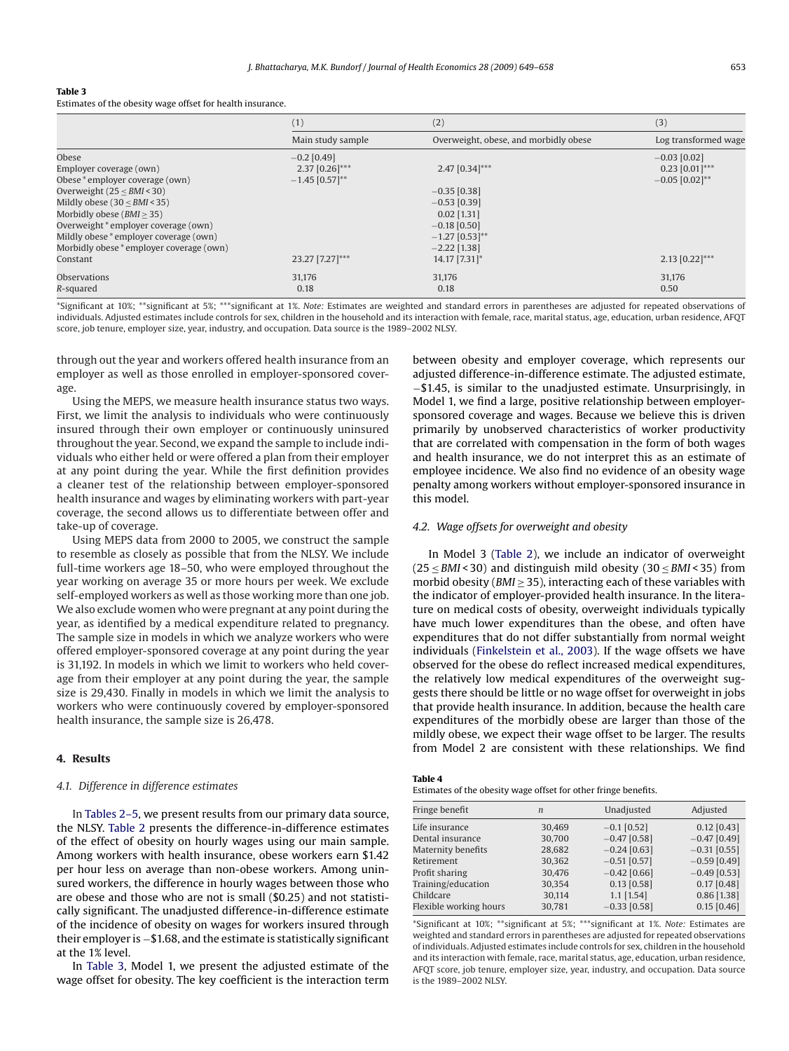**Table 3**
Estimates of the obesity wage offset for health insurance.

| | (1) | (2) | (3) |
|---|---|---|---|
| | Main study sample | Overweight, obese, and morbidly obese | Log transformed wage |
| Obese | −0.2 [0.49] | | −0.03 [0.02] |
| Employer coverage (own) | 2.37 [0.26]*** | 2.47 [0.34]*** | 0.23 [0.01]*** |
| Obese * employer coverage (own) | −1.45 [0.57]** | | −0.05 [0.02]** |
| Overweight ($25 \le BMI < 30$) | | −0.35 [0.38] | |
| Mildly obese ($30 \le BMI < 35$) | | −0.53 [0.39] | |
| Morbidly obese ($BMI \ge 35$) | | 0.02 [1.31] | |
| Overweight * employer coverage (own) | | −0.18 [0.50] | |
| Mildly obese * employer coverage (own) | | −1.27 [0.53]** | |
| Morbidly obese * employer coverage (own) | | −2.22 [1.38] | |
| Constant | 23.27 [7.27]*** | 14.17 [7.31]* | 2.13 [0.22]*** |
| Observations | 31,176 | 31,176 | 31,176 |
| *R*-squared | 0.18 | 0.18 | 0.50 |

*Significant at 10%; **significant at 5%; ***significant at 1%. *Note:* Estimates are weighted and standard errors in parentheses are adjusted for repeated observations of individuals. Adjusted estimates include controls for sex, children in the household and its interaction with female, race, marital status, age, education, urban residence, AFQT score, job tenure, employer size, year, industry, and occupation. Data source is the 1989–2002 NLSY.

through out the year and workers offered health insurance from an employer as well as those enrolled in employer-sponsored coverage.

Using the MEPS, we measure health insurance status two ways. First, we limit the analysis to individuals who were continuously insured through their own employer or continuously uninsured throughout the year. Second, we expand the sample to include individuals who either held or were offered a plan from their employer at any point during the year. While the first definition provides a cleaner test of the relationship between employer-sponsored health insurance and wages by eliminating workers with part-year coverage, the second allows us to differentiate between offer and take-up of coverage.

Using MEPS data from 2000 to 2005, we construct the sample to resemble as closely as possible that from the NLSY. We include full-time workers age 18–50, who were employed throughout the year working on average 35 or more hours per week. We exclude self-employed workers as well as those working more than one job. We also exclude women who were pregnant at any point during the year, as identified by a medical expenditure related to pregnancy. The sample size in models in which we analyze workers who were offered employer-sponsored coverage at any point during the year is 31,192. In models in which we limit to workers who held coverage from their employer at any point during the year, the sample size is 29,430. Finally in models in which we limit the analysis to workers who were continuously covered by employer-sponsored health insurance, the sample size is 26,478.

## 4. Results

### 4.1. Difference in difference estimates

In Tables 2–5, we present results from our primary data source, the NLSY. Table 2 presents the difference-in-difference estimates of the effect of obesity on hourly wages using our main sample. Among workers with health insurance, obese workers earn $1.42 per hour less on average than non-obese workers. Among uninsured workers, the difference in hourly wages between those who are obese and those who are not is small ($0.25) and not statistically significant. The unadjusted difference-in-difference estimate of the incidence of obesity on wages for workers insured through their employer is −$1.68, and the estimate is statistically significant at the 1% level.

In Table 3, Model 1, we present the adjusted estimate of the wage offset for obesity. The key coefficient is the interaction term between obesity and employer coverage, which represents our adjusted difference-in-difference estimate. The adjusted estimate, −$1.45, is similar to the unadjusted estimate. Unsurprisingly, in Model 1, we find a large, positive relationship between employer-sponsored coverage and wages. Because we believe this is driven primarily by unobserved characteristics of worker productivity that are correlated with compensation in the form of both wages and health insurance, we do not interpret this as an estimate of employee incidence. We also find no evidence of an obesity wage penalty among workers without employer-sponsored insurance in this model.

### 4.2. Wage offsets for overweight and obesity

In Model 3 (Table 2), we include an indicator of overweight ($25 \le BMI < 30$) and distinguish mild obesity ($30 \le BMI < 35$) from morbid obesity ($BMI \ge 35$), interacting each of these variables with the indicator of employer-provided health insurance. In the literature on medical costs of obesity, overweight individuals typically have much lower expenditures than the obese, and often have expenditures that do not differ substantially from normal weight individuals (Finkelstein et al., 2003). If the wage offsets we have observed for the obese do reflect increased medical expenditures, the relatively low medical expenditures of the overweight suggests there should be little or no wage offset for overweight in jobs that provide health insurance. In addition, because the health care expenditures of the morbidly obese are larger than those of the mildly obese, we expect their wage offset to be larger. The results from Model 2 are consistent with these relationships. We find

**Table 4**
Estimates of the obesity wage offset for other fringe benefits.

| Fringe benefit | *n* | Unadjusted | Adjusted |
|---|---|---|---|
| Life insurance | 30,469 | −0.1 [0.52] | 0.12 [0.43] |
| Dental insurance | 30,700 | −0.47 [0.58] | −0.47 [0.49] |
| Maternity benefits | 28,682 | −0.24 [0.63] | −0.31 [0.55] |
| Retirement | 30,362 | −0.51 [0.57] | −0.59 [0.49] |
| Profit sharing | 30,476 | −0.42 [0.66] | −0.49 [0.53] |
| Training/education | 30,354 | 0.13 [0.58] | 0.17 [0.48] |
| Childcare | 30,114 | 1.1 [1.54] | 0.86 [1.38] |
| Flexible working hours | 30,781 | −0.33 [0.58] | 0.15 [0.46] |

*Significant at 10%; **significant at 5%; ***significant at 1%. *Note:* Estimates are weighted and standard errors in parentheses are adjusted for repeated observations of individuals. Adjusted estimates include controls for sex, children in the household and its interaction with female, race, marital status, age, education, urban residence, AFQT score, job tenure, employer size, year, industry, and occupation. Data source is the 1989–2002 NLSY.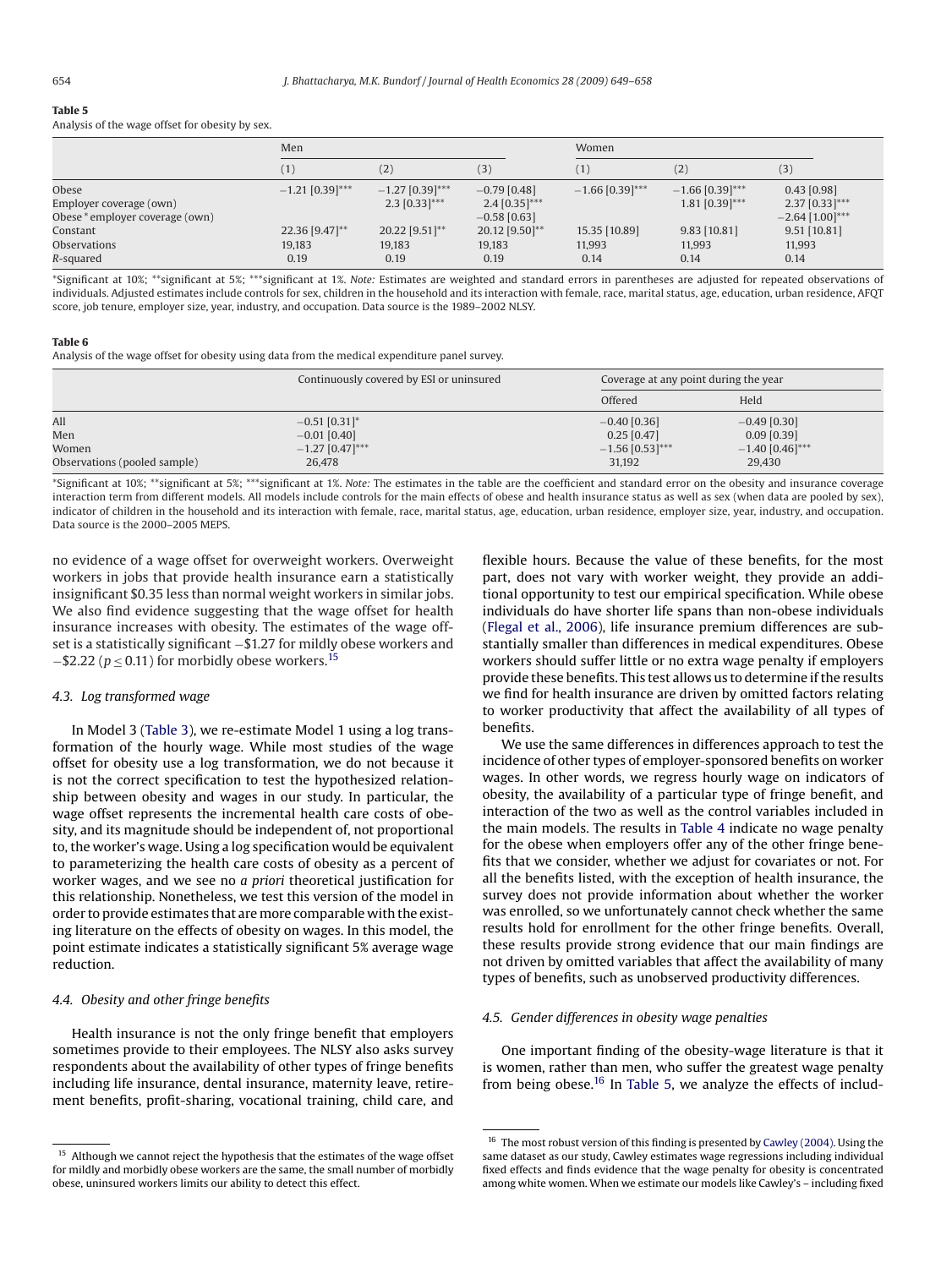**Table 5**
Analysis of the wage offset for obesity by sex.

| | Men | | | Women | | |
|---|---|---|---|---|---|---|
| | (1) | (2) | (3) | (1) | (2) | (3) |
| Obese | −1.21 [0.39]*** | −1.27 [0.39]*** | −0.79 [0.48] | −1.66 [0.39]*** | −1.66 [0.39]*** | 0.43 [0.98] |
| Employer coverage (own) | | 2.3 [0.33]*** | 2.4 [0.35]*** | | 1.81 [0.39]*** | 2.37 [0.33]*** |
| Obese * employer coverage (own) | | | −0.58 [0.63] | | | −2.64 [1.00]*** |
| Constant | 22.36 [9.47]** | 20.22 [9.51]** | 20.12 [9.50]** | 15.35 [10.89] | 9.83 [10.81] | 9.51 [10.81] |
| Observations | 19,183 | 19,183 | 19,183 | 11,993 | 11,993 | 11,993 |
| R-squared | 0.19 | 0.19 | 0.19 | 0.14 | 0.14 | 0.14 |

*Significant at 10%; **significant at 5%; ***significant at 1%. *Note:* Estimates are weighted and standard errors in parentheses are adjusted for repeated observations of individuals. Adjusted estimates include controls for sex, children in the household and its interaction with female, race, marital status, age, education, urban residence, AFQT score, job tenure, employer size, year, industry, and occupation. Data source is the 1989–2002 NLSY.

**Table 6**
Analysis of the wage offset for obesity using data from the medical expenditure panel survey.

| | Continuously covered by ESI or uninsured | Coverage at any point during the year | |
|---|---|---|---|
| | | Offered | Held |
| All | −0.51 [0.31]* | −0.40 [0.36] | −0.49 [0.30] |
| Men | −0.01 [0.40] | 0.25 [0.47] | 0.09 [0.39] |
| Women | −1.27 [0.47]*** | −1.56 [0.53]*** | −1.40 [0.46]*** |
| Observations (pooled sample) | 26,478 | 31,192 | 29,430 |

*Significant at 10%; **significant at 5%; ***significant at 1%. *Note:* The estimates in the table are the coefficient and standard error on the obesity and insurance coverage interaction term from different models. All models include controls for the main effects of obese and health insurance status as well as sex (when data are pooled by sex), indicator of children in the household and its interaction with female, race, marital status, age, education, urban residence, employer size, year, industry, and occupation. Data source is the 2000–2005 MEPS.

no evidence of a wage offset for overweight workers. Overweight workers in jobs that provide health insurance earn a statistically insignificant $0.35 less than normal weight workers in similar jobs. We also find evidence suggesting that the wage offset for health insurance increases with obesity. The estimates of the wage offset is a statistically significant −$1.27 for mildly obese workers and −$2.22 ($p \leq 0.11$) for morbidly obese workers.[15]

### 4.3. Log transformed wage

In Model 3 (Table 3), we re-estimate Model 1 using a log transformation of the hourly wage. While most studies of the wage offset for obesity use a log transformation, we do not because it is not the correct specification to test the hypothesized relationship between obesity and wages in our study. In particular, the wage offset represents the incremental health care costs of obesity, and its magnitude should be independent of, not proportional to, the worker's wage. Using a log specification would be equivalent to parameterizing the health care costs of obesity as a percent of worker wages, and we see no *a priori* theoretical justification for this relationship. Nonetheless, we test this version of the model in order to provide estimates that are more comparable with the existing literature on the effects of obesity on wages. In this model, the point estimate indicates a statistically significant 5% average wage reduction.

### 4.4. Obesity and other fringe benefits

Health insurance is not the only fringe benefit that employers sometimes provide to their employees. The NLSY also asks survey respondents about the availability of other types of fringe benefits including life insurance, dental insurance, maternity leave, retirement benefits, profit-sharing, vocational training, child care, and flexible hours. Because the value of these benefits, for the most part, does not vary with worker weight, they provide an additional opportunity to test our empirical specification. While obese individuals do have shorter life spans than non-obese individuals (Flegal et al., 2006), life insurance premium differences are substantially smaller than differences in medical expenditures. Obese workers should suffer little or no extra wage penalty if employers provide these benefits. This test allows us to determine if the results we find for health insurance are driven by omitted factors relating to worker productivity that affect the availability of all types of benefits.

We use the same differences in differences approach to test the incidence of other types of employer-sponsored benefits on worker wages. In other words, we regress hourly wage on indicators of obesity, the availability of a particular type of fringe benefit, and interaction of the two as well as the control variables included in the main models. The results in Table 4 indicate no wage penalty for the obese when employers offer any of the other fringe benefits that we consider, whether we adjust for covariates or not. For all the benefits listed, with the exception of health insurance, the survey does not provide information about whether the worker was enrolled, so we unfortunately cannot check whether the same results hold for enrollment for the other fringe benefits. Overall, these results provide strong evidence that our main findings are not driven by omitted variables that affect the availability of many types of benefits, such as unobserved productivity differences.

### 4.5. Gender differences in obesity wage penalties

One important finding of the obesity-wage literature is that it is women, rather than men, who suffer the greatest wage penalty from being obese.[16] In Table 5, we analyze the effects of includ-

[15] Although we cannot reject the hypothesis that the estimates of the wage offset for mildly and morbidly obese workers are the same, the small number of morbidly obese, uninsured workers limits our ability to detect this effect.

[16] The most robust version of this finding is presented by Cawley (2004). Using the same dataset as our study, Cawley estimates wage regressions including individual fixed effects and finds evidence that the wage penalty for obesity is concentrated among white women. When we estimate our models like Cawley's – including fixed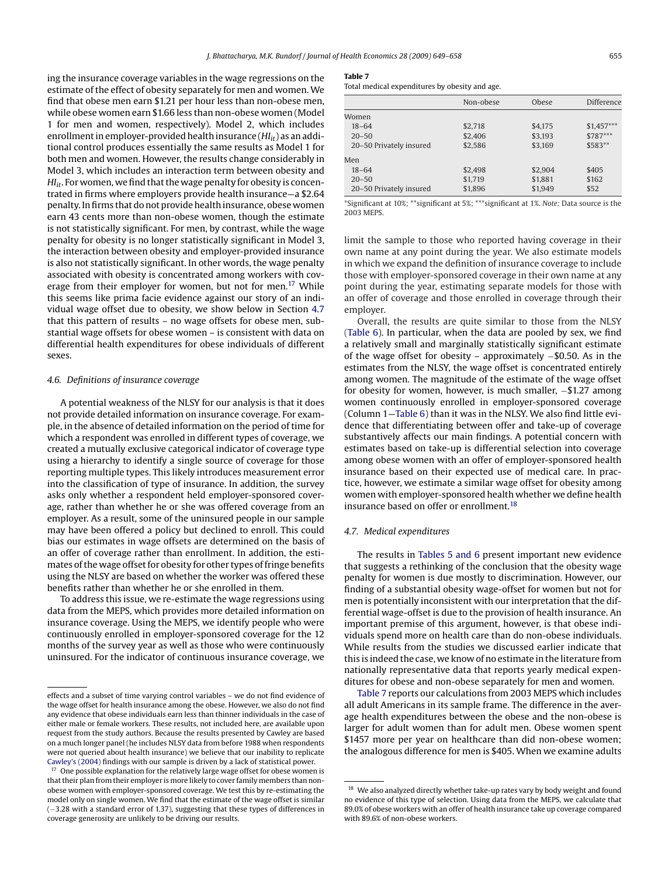ing the insurance coverage variables in the wage regressions on the estimate of the effect of obesity separately for men and women. We find that obese men earn $1.21 per hour less than non-obese men, while obese women earn $1.66 less than non-obese women (Model 1 for men and women, respectively). Model 2, which includes enrollment in employer-provided health insurance ($HI_{it}$) as an additional control produces essentially the same results as Model 1 for both men and women. However, the results change considerably in Model 3, which includes an interaction term between obesity and $HI_{it}$. For women, we find that the wage penalty for obesity is concentrated in firms where employers provide health insurance—a $2.64 penalty. In firms that do not provide health insurance, obese women earn 43 cents more than non-obese women, though the estimate is not statistically significant. For men, by contrast, while the wage penalty for obesity is no longer statistically significant in Model 3, the interaction between obesity and employer-provided insurance is also not statistically significant. In other words, the wage penalty associated with obesity is concentrated among workers with coverage from their employer for women, but not for men.[17] While this seems like prima facie evidence against our story of an individual wage offset due to obesity, we show below in Section 4.7 that this pattern of results – no wage offsets for obese men, substantial wage offsets for obese women – is consistent with data on differential health expenditures for obese individuals of different sexes.

### 4.6. Definitions of insurance coverage

A potential weakness of the NLSY for our analysis is that it does not provide detailed information on insurance coverage. For example, in the absence of detailed information on the period of time for which a respondent was enrolled in different types of coverage, we created a mutually exclusive categorical indicator of coverage type using a hierarchy to identify a single source of coverage for those reporting multiple types. This likely introduces measurement error into the classification of type of insurance. In addition, the survey asks only whether a respondent held employer-sponsored coverage, rather than whether he or she was offered coverage from an employer. As a result, some of the uninsured people in our sample may have been offered a policy but declined to enroll. This could bias our estimates in wage offsets are determined on the basis of an offer of coverage rather than enrollment. In addition, the estimates of the wage offset for obesity for other types of fringe benefits using the NLSY are based on whether the worker was offered these benefits rather than whether he or she enrolled in them.

To address this issue, we re-estimate the wage regressions using data from the MEPS, which provides more detailed information on insurance coverage. Using the MEPS, we identify people who were continuously enrolled in employer-sponsored coverage for the 12 months of the survey year as well as those who were continuously uninsured. For the indicator of continuous insurance coverage, we limit the sample to those who reported having coverage in their own name at any point during the year. We also estimate models in which we expand the definition of insurance coverage to include those with employer-sponsored coverage in their own name at any point during the year, estimating separate models for those with an offer of coverage and those enrolled in coverage through their employer.

Overall, the results are quite similar to those from the NLSY (Table 6). In particular, when the data are pooled by sex, we find a relatively small and marginally statistically significant estimate of the wage offset for obesity – approximately −$0.50. As in the estimates from the NLSY, the wage offset is concentrated entirely among women. The magnitude of the estimate of the wage offset for obesity for women, however, is much smaller, −$1.27 among women continuously enrolled in employer-sponsored coverage (Column 1—Table 6) than it was in the NLSY. We also find little evidence that differentiating between offer and take-up of coverage substantively affects our main findings. A potential concern with estimates based on take-up is differential selection into coverage among obese women with an offer of employer-sponsored health insurance based on their expected use of medical care. In practice, however, we estimate a similar wage offset for obesity among women with employer-sponsored health whether we define health insurance based on offer or enrollment.[18]

### 4.7. Medical expenditures

The results in Tables 5 and 6 present important new evidence that suggests a rethinking of the conclusion that the obesity wage penalty for women is due mostly to discrimination. However, our finding of a substantial obesity wage-offset for women but not for men is potentially inconsistent with our interpretation that the differential wage-offset is due to the provision of health insurance. An important premise of this argument, however, is that obese individuals spend more on health care than do non-obese individuals. While results from the studies we discussed earlier indicate that this is indeed the case, we know of no estimate in the literature from nationally representative data that reports yearly medical expenditures for obese and non-obese separately for men and women.

Table 7 reports our calculations from 2003 MEPS which includes all adult Americans in its sample frame. The difference in the average health expenditures between the obese and the non-obese is larger for adult women than for adult men. Obese women spent $1457 more per year on healthcare than did non-obese women; the analogous difference for men is $405. When we examine adults

**Table 7**
Total medical expenditures by obesity and age.

| | Non-obese | Obese | Difference |
|---|---|---|---|
| Women | | | |
| 18–64 | $2,718 | $4,175 | $1,457*** |
| 20–50 | $2,406 | $3,193 | $787*** |
| 20–50 Privately insured | $2,586 | $3,169 | $583** |
| Men | | | |
| 18–64 | $2,498 | $2,904 | $405 |
| 20–50 | $1,719 | $1,881 | $162 |
| 20–50 Privately insured | $1,896 | $1,949 | $52 |

*Significant at 10%; **significant at 5%; ***significant at 1%. *Note:* Data source is the 2003 MEPS.

---

effects and a subset of time varying control variables – we do not find evidence of the wage offset for health insurance among the obese. However, we also do not find any evidence that obese individuals earn less than thinner individuals in the case of either male or female workers. These results, not included here, are available upon request from the study authors. Because the results presented by Cawley are based on a much longer panel (he includes NLSY data from before 1988 when respondents were not queried about health insurance) we believe that our inability to replicate Cawley's (2004) findings with our sample is driven by a lack of statistical power.

[17] One possible explanation for the relatively large wage offset for obese women is that their plan from their employer is more likely to cover family members than non-obese women with employer-sponsored coverage. We test this by re-estimating the model only on single women. We find that the estimate of the wage offset is similar (−3.28 with a standard error of 1.37), suggesting that these types of differences in coverage generosity are unlikely to be driving our results.

[18] We also analyzed directly whether take-up rates vary by body weight and found no evidence of this type of selection. Using data from the MEPS, we calculate that 89.0% of obese workers with an offer of health insurance take up coverage compared with 89.6% of non-obese workers.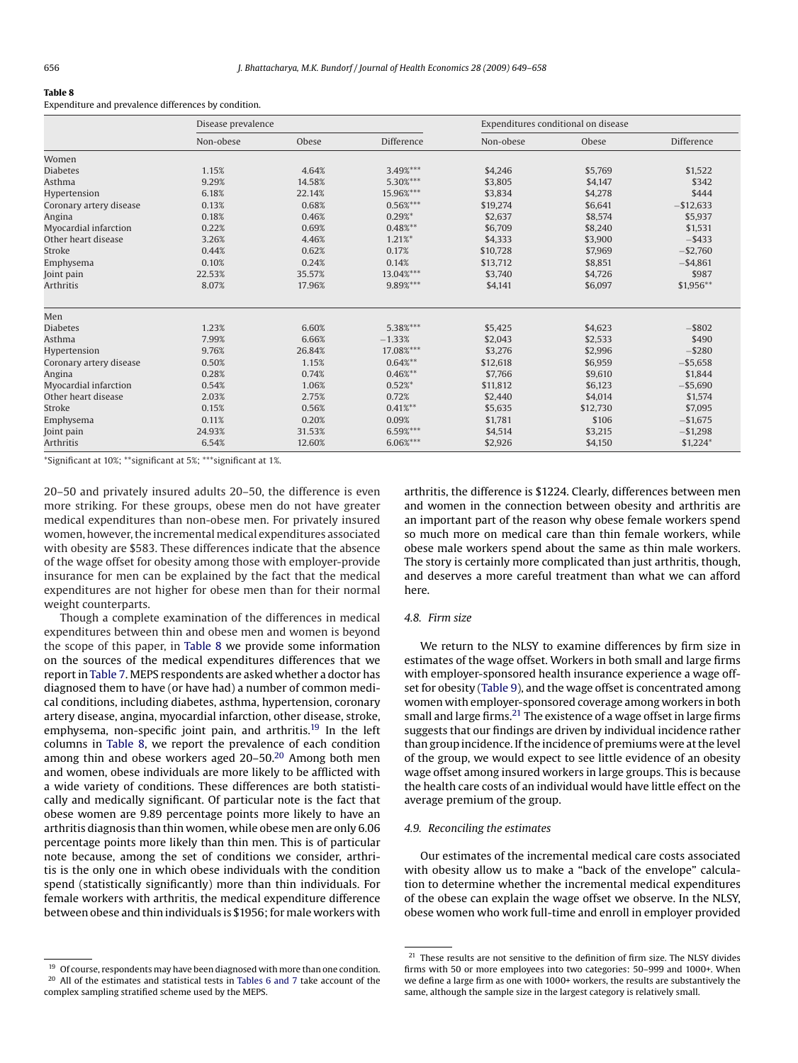**Table 8**
Expenditure and prevalence differences by condition.

| | Disease prevalence | | | Expenditures conditional on disease | | |
|---|---|---|---|---|---|---|
| | Non-obese | Obese | Difference | Non-obese | Obese | Difference |
| Women | | | | | | |
| Diabetes | 1.15% | 4.64% | 3.49%*** | $4,246 | $5,769 | $1,522 |
| Asthma | 9.29% | 14.58% | 5.30%*** | $3,805 | $4,147 | $342 |
| Hypertension | 6.18% | 22.14% | 15.96%*** | $3,834 | $4,278 | $444 |
| Coronary artery disease | 0.13% | 0.68% | 0.56%*** | $19,274 | $6,641 | −$12,633 |
| Angina | 0.18% | 0.46% | 0.29%* | $2,637 | $8,574 | $5,937 |
| Myocardial infarction | 0.22% | 0.69% | 0.48%** | $6,709 | $8,240 | $1,531 |
| Other heart disease | 3.26% | 4.46% | 1.21%* | $4,333 | $3,900 | −$433 |
| Stroke | 0.44% | 0.62% | 0.17% | $10,728 | $7,969 | −$2,760 |
| Emphysema | 0.10% | 0.24% | 0.14% | $13,712 | $8,851 | −$4,861 |
| Joint pain | 22.53% | 35.57% | 13.04%*** | $3,740 | $4,726 | $987 |
| Arthritis | 8.07% | 17.96% | 9.89%*** | $4,141 | $6,097 | $1,956** |
| Men | | | | | | |
| Diabetes | 1.23% | 6.60% | 5.38%*** | $5,425 | $4,623 | −$802 |
| Asthma | 7.99% | 6.66% | −1.33% | $2,043 | $2,533 | $490 |
| Hypertension | 9.76% | 26.84% | 17.08%*** | $3,276 | $2,996 | −$280 |
| Coronary artery disease | 0.50% | 1.15% | 0.64%** | $12,618 | $6,959 | −$5,658 |
| Angina | 0.28% | 0.74% | 0.46%** | $7,766 | $9,610 | $1,844 |
| Myocardial infarction | 0.54% | 1.06% | 0.52%* | $11,812 | $6,123 | −$5,690 |
| Other heart disease | 2.03% | 2.75% | 0.72% | $2,440 | $4,014 | $1,574 |
| Stroke | 0.15% | 0.56% | 0.41%** | $5,635 | $12,730 | $7,095 |
| Emphysema | 0.11% | 0.20% | 0.09% | $1,781 | $106 | −$1,675 |
| Joint pain | 24.93% | 31.53% | 6.59%*** | $4,514 | $3,215 | −$1,298 |
| Arthritis | 6.54% | 12.60% | 6.06%*** | $2,926 | $4,150 | $1,224* |

*Significant at 10%; **significant at 5%; ***significant at 1%.

20–50 and privately insured adults 20–50, the difference is even more striking. For these groups, obese men do not have greater medical expenditures than non-obese men. For privately insured women, however, the incremental medical expenditures associated with obesity are $583. These differences indicate that the absence of the wage offset for obesity among those with employer-provide insurance for men can be explained by the fact that the medical expenditures are not higher for obese men than for their normal weight counterparts.

Though a complete examination of the differences in medical expenditures between thin and obese men and women is beyond the scope of this paper, in Table 8 we provide some information on the sources of the medical expenditures differences that we report in Table 7. MEPS respondents are asked whether a doctor has diagnosed them to have (or have had) a number of common medical conditions, including diabetes, asthma, hypertension, coronary artery disease, angina, myocardial infarction, other disease, stroke, emphysema, non-specific joint pain, and arthritis.[19] In the left columns in Table 8, we report the prevalence of each condition among thin and obese workers aged 20–50.[20] Among both men and women, obese individuals are more likely to be afflicted with a wide variety of conditions. These differences are both statistically and medically significant. Of particular note is the fact that obese women are 9.89 percentage points more likely to have an arthritis diagnosis than thin women, while obese men are only 6.06 percentage points more likely than thin men. This is of particular note because, among the set of conditions we consider, arthritis is the only one in which obese individuals with the condition spend (statistically significantly) more than thin individuals. For female workers with arthritis, the medical expenditure difference between obese and thin individuals is $1956; for male workers with arthritis, the difference is $1224. Clearly, differences between men and women in the connection between obesity and arthritis are an important part of the reason why obese female workers spend so much more on medical care than thin female workers, while obese male workers spend about the same as thin male workers. The story is certainly more complicated than just arthritis, though, and deserves a more careful treatment than what we can afford here.

### 4.8. Firm size

We return to the NLSY to examine differences by firm size in estimates of the wage offset. Workers in both small and large firms with employer-sponsored health insurance experience a wage offset for obesity (Table 9), and the wage offset is concentrated among women with employer-sponsored coverage among workers in both small and large firms.[21] The existence of a wage offset in large firms suggests that our findings are driven by individual incidence rather than group incidence. If the incidence of premiums were at the level of the group, we would expect to see little evidence of an obesity wage offset among insured workers in large groups. This is because the health care costs of an individual would have little effect on the average premium of the group.

### 4.9. Reconciling the estimates

Our estimates of the incremental medical care costs associated with obesity allow us to make a "back of the envelope" calculation to determine whether the incremental medical expenditures of the obese can explain the wage offset we observe. In the NLSY, obese women who work full-time and enroll in employer provided

[19] Of course, respondents may have been diagnosed with more than one condition.

[20] All of the estimates and statistical tests in Tables 6 and 7 take account of the complex sampling stratified scheme used by the MEPS.

[21] These results are not sensitive to the definition of firm size. The NLSY divides firms with 50 or more employees into two categories: 50–999 and 1000+. When we define a large firm as one with 1000+ workers, the results are substantively the same, although the sample size in the largest category is relatively small.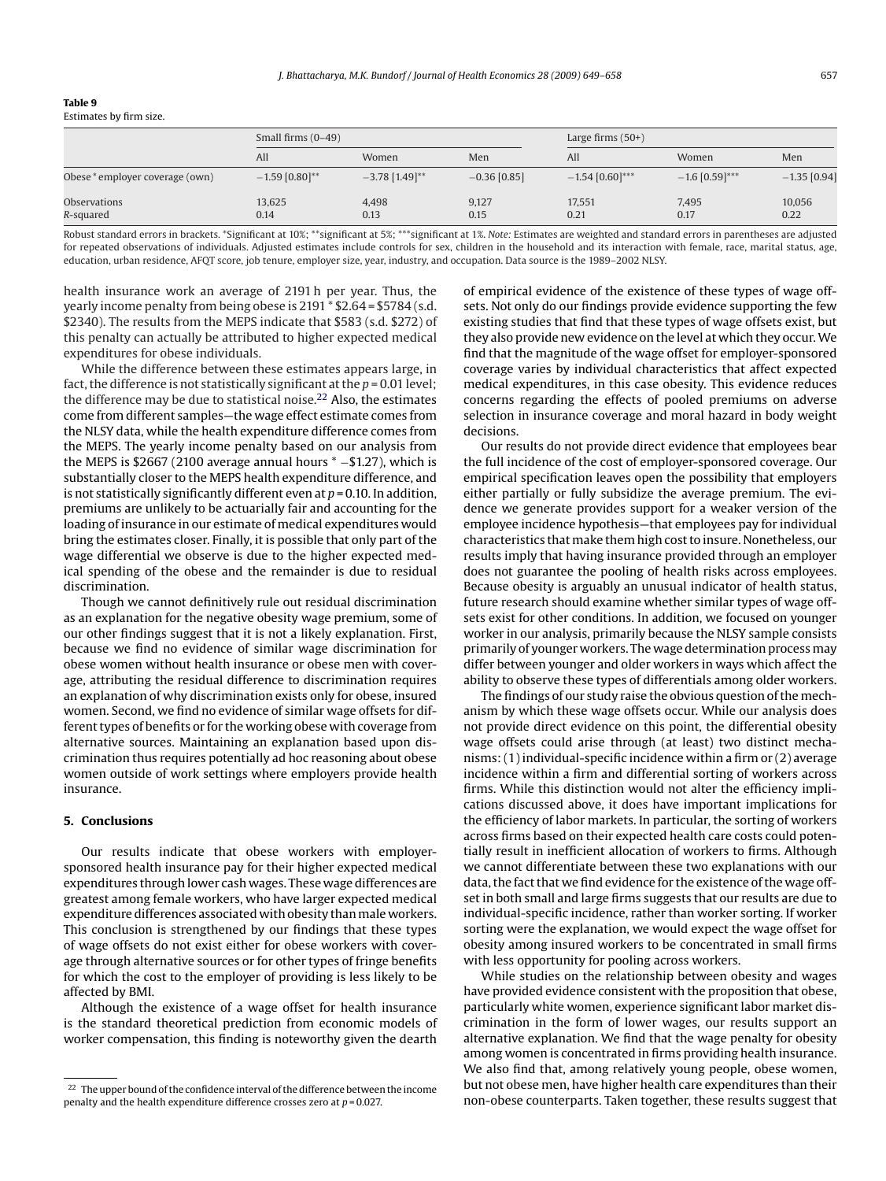**Table 9**
Estimates by firm size.

| | Small firms (0–49) | | | Large firms (50+) | | |
|---|---|---|---|---|---|---|
| | All | Women | Men | All | Women | Men |
| Obese * employer coverage (own) | −1.59 [0.80]** | −3.78 [1.49]** | −0.36 [0.85] | −1.54 [0.60]*** | −1.6 [0.59]*** | −1.35 [0.94] |
| Observations | 13,625 | 4,498 | 9,127 | 17,551 | 7,495 | 10,056 |
| *R*-squared | 0.14 | 0.13 | 0.15 | 0.21 | 0.17 | 0.22 |

Robust standard errors in brackets. *Significant at 10%; **significant at 5%; ***significant at 1%. *Note:* Estimates are weighted and standard errors in parentheses are adjusted for repeated observations of individuals. Adjusted estimates include controls for sex, children in the household and its interaction with female, race, marital status, age, education, urban residence, AFQT score, job tenure, employer size, year, industry, and occupation. Data source is the 1989–2002 NLSY.

health insurance work an average of 2191 h per year. Thus, the yearly income penalty from being obese is 2191 * $2.64 = $5784 (s.d. $2340). The results from the MEPS indicate that $583 (s.d. $272) of this penalty can actually be attributed to higher expected medical expenditures for obese individuals.

While the difference between these estimates appears large, in fact, the difference is not statistically significant at the $p = 0.01$ level; the difference may be due to statistical noise.[22] Also, the estimates come from different samples—the wage effect estimate comes from the NLSY data, while the health expenditure difference comes from the MEPS. The yearly income penalty based on our analysis from the MEPS is $2667 (2100 average annual hours * −$1.27), which is substantially closer to the MEPS health expenditure difference, and is not statistically significantly different even at $p = 0.10$. In addition, premiums are unlikely to be actuarially fair and accounting for the loading of insurance in our estimate of medical expenditures would bring the estimates closer. Finally, it is possible that only part of the wage differential we observe is due to the higher expected medical spending of the obese and the remainder is due to residual discrimination.

Though we cannot definitively rule out residual discrimination as an explanation for the negative obesity wage premium, some of our other findings suggest that it is not a likely explanation. First, because we find no evidence of similar wage discrimination for obese women without health insurance or obese men with coverage, attributing the residual difference to discrimination requires an explanation of why discrimination exists only for obese, insured women. Second, we find no evidence of similar wage offsets for different types of benefits or for the working obese with coverage from alternative sources. Maintaining an explanation based upon discrimination thus requires potentially ad hoc reasoning about obese women outside of work settings where employers provide health insurance.

## 5. Conclusions

Our results indicate that obese workers with employer-sponsored health insurance pay for their higher expected medical expenditures through lower cash wages. These wage differences are greatest among female workers, who have larger expected medical expenditure differences associated with obesity than male workers. This conclusion is strengthened by our findings that these types of wage offsets do not exist either for obese workers with coverage through alternative sources or for other types of fringe benefits for which the cost to the employer of providing is less likely to be affected by BMI.

Although the existence of a wage offset for health insurance is the standard theoretical prediction from economic models of worker compensation, this finding is noteworthy given the dearth of empirical evidence of the existence of these types of wage offsets. Not only do our findings provide evidence supporting the few existing studies that find that these types of wage offsets exist, but they also provide new evidence on the level at which they occur. We find that the magnitude of the wage offset for employer-sponsored coverage varies by individual characteristics that affect expected medical expenditures, in this case obesity. This evidence reduces concerns regarding the effects of pooled premiums on adverse selection in insurance coverage and moral hazard in body weight decisions.

Our results do not provide direct evidence that employees bear the full incidence of the cost of employer-sponsored coverage. Our empirical specification leaves open the possibility that employers either partially or fully subsidize the average premium. The evidence we generate provides support for a weaker version of the employee incidence hypothesis—that employees pay for individual characteristics that make them high cost to insure. Nonetheless, our results imply that having insurance provided through an employer does not guarantee the pooling of health risks across employees. Because obesity is arguably an unusual indicator of health status, future research should examine whether similar types of wage offsets exist for other conditions. In addition, we focused on younger worker in our analysis, primarily because the NLSY sample consists primarily of younger workers. The wage determination process may differ between younger and older workers in ways which affect the ability to observe these types of differentials among older workers.

The findings of our study raise the obvious question of the mechanism by which these wage offsets occur. While our analysis does not provide direct evidence on this point, the differential obesity wage offsets could arise through (at least) two distinct mechanisms: (1) individual-specific incidence within a firm or (2) average incidence within a firm and differential sorting of workers across firms. While this distinction would not alter the efficiency implications discussed above, it does have important implications for the efficiency of labor markets. In particular, the sorting of workers across firms based on their expected health care costs could potentially result in inefficient allocation of workers to firms. Although we cannot differentiate between these two explanations with our data, the fact that we find evidence for the existence of the wage offset in both small and large firms suggests that our results are due to individual-specific incidence, rather than worker sorting. If worker sorting were the explanation, we would expect the wage offset for obesity among insured workers to be concentrated in small firms with less opportunity for pooling across workers.

While studies on the relationship between obesity and wages have provided evidence consistent with the proposition that obese, particularly white women, experience significant labor market discrimination in the form of lower wages, our results support an alternative explanation. We find that the wage penalty for obesity among women is concentrated in firms providing health insurance. We also find that, among relatively young people, obese women, but not obese men, have higher health care expenditures than their non-obese counterparts. Taken together, these results suggest that

[22] The upper bound of the confidence interval of the difference between the income penalty and the health expenditure difference crosses zero at $p = 0.027$.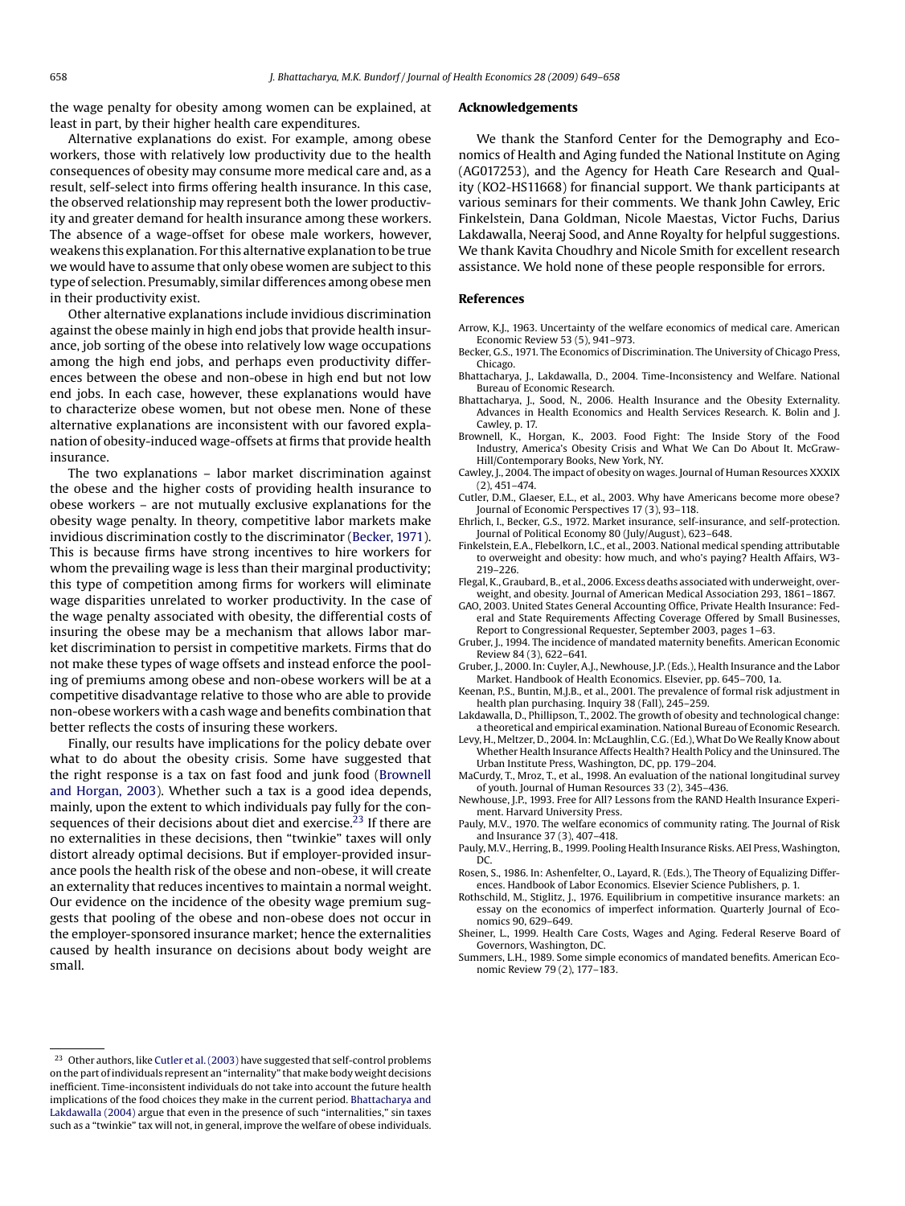the wage penalty for obesity among women can be explained, at least in part, by their higher health care expenditures.

Alternative explanations do exist. For example, among obese workers, those with relatively low productivity due to the health consequences of obesity may consume more medical care and, as a result, self-select into firms offering health insurance. In this case, the observed relationship may represent both the lower productivity and greater demand for health insurance among these workers. The absence of a wage-offset for obese male workers, however, weakens this explanation. For this alternative explanation to be true we would have to assume that only obese women are subject to this type of selection. Presumably, similar differences among obese men in their productivity exist.

Other alternative explanations include invidious discrimination against the obese mainly in high end jobs that provide health insurance, job sorting of the obese into relatively low wage occupations among the high end jobs, and perhaps even productivity differences between the obese and non-obese in high end but not low end jobs. In each case, however, these explanations would have to characterize obese women, but not obese men. None of these alternative explanations are inconsistent with our favored explanation of obesity-induced wage-offsets at firms that provide health insurance.

The two explanations – labor market discrimination against the obese and the higher costs of providing health insurance to obese workers – are not mutually exclusive explanations for the obesity wage penalty. In theory, competitive labor markets make invidious discrimination costly to the discriminator (Becker, 1971). This is because firms have strong incentives to hire workers for whom the prevailing wage is less than their marginal productivity; this type of competition among firms for workers will eliminate wage disparities unrelated to worker productivity. In the case of the wage penalty associated with obesity, the differential costs of insuring the obese may be a mechanism that allows labor market discrimination to persist in competitive markets. Firms that do not make these types of wage offsets and instead enforce the pooling of premiums among obese and non-obese workers will be at a competitive disadvantage relative to those who are able to provide non-obese workers with a cash wage and benefits combination that better reflects the costs of insuring these workers.

Finally, our results have implications for the policy debate over what to do about the obesity crisis. Some have suggested that the right response is a tax on fast food and junk food (Brownell and Horgan, 2003). Whether such a tax is a good idea depends, mainly, upon the extent to which individuals pay fully for the consequences of their decisions about diet and exercise.[23] If there are no externalities in these decisions, then "twinkie" taxes will only distort already optimal decisions. But if employer-provided insurance pools the health risk of the obese and non-obese, it will create an externality that reduces incentives to maintain a normal weight. Our evidence on the incidence of the obesity wage premium suggests that pooling of the obese and non-obese does not occur in the employer-sponsored insurance market; hence the externalities caused by health insurance on decisions about body weight are small.

[23] Other authors, like Cutler et al. (2003) have suggested that self-control problems on the part of individuals represent an "internality" that make body weight decisions inefficient. Time-inconsistent individuals do not take into account the future health implications of the food choices they make in the current period. Bhattacharya and Lakdawalla (2004) argue that even in the presence of such "internalities," sin taxes such as a "twinkie" tax will not, in general, improve the welfare of obese individuals.

## Acknowledgements

We thank the Stanford Center for the Demography and Economics of Health and Aging funded the National Institute on Aging (AG017253), and the Agency for Heath Care Research and Quality (KO2-HS11668) for financial support. We thank participants at various seminars for their comments. We thank John Cawley, Eric Finkelstein, Dana Goldman, Nicole Maestas, Victor Fuchs, Darius Lakdawalla, Neeraj Sood, and Anne Royalty for helpful suggestions. We thank Kavita Choudhry and Nicole Smith for excellent research assistance. We hold none of these people responsible for errors.

## References

Arrow, K.J., 1963. Uncertainty of the welfare economics of medical care. American Economic Review 53 (5), 941–973.

Becker, G.S., 1971. The Economics of Discrimination. The University of Chicago Press, Chicago.

Bhattacharya, J., Lakdawalla, D., 2004. Time-Inconsistency and Welfare. National Bureau of Economic Research.

Bhattacharya, J., Sood, N., 2006. Health Insurance and the Obesity Externality. Advances in Health Economics and Health Services Research. K. Bolin and J. Cawley, p. 17.

Brownell, K., Horgan, K., 2003. Food Fight: The Inside Story of the Food Industry, America's Obesity Crisis and What We Can Do About It. McGraw-Hill/Contemporary Books, New York, NY.

Cawley, J., 2004. The impact of obesity on wages. Journal of Human Resources XXXIX (2), 451–474.

Cutler, D.M., Glaeser, E.L., et al., 2003. Why have Americans become more obese? Journal of Economic Perspectives 17 (3), 93–118.

Ehrlich, I., Becker, G.S., 1972. Market insurance, self-insurance, and self-protection. Journal of Political Economy 80 (July/August), 623–648.

Finkelstein, E.A., Flebelkorn, I.C., et al., 2003. National medical spending attributable to overweight and obesity: how much, and who's paying? Health Affairs, W3-219–226.

Flegal, K., Graubard, B., et al., 2006. Excess deaths associated with underweight, overweight, and obesity. Journal of American Medical Association 293, 1861–1867.

GAO, 2003. United States General Accounting Office, Private Health Insurance: Federal and State Requirements Affecting Coverage Offered by Small Businesses, Report to Congressional Requester, September 2003, pages 1–63.

Gruber, J., 1994. The incidence of mandated maternity benefits. American Economic Review 84 (3), 622–641.

Gruber, J., 2000. In: Cuyler, A.J., Newhouse, J.P. (Eds.), Health Insurance and the Labor Market. Handbook of Health Economics. Elsevier, pp. 645–700, 1a.

Keenan, P.S., Buntin, M.J.B., et al., 2001. The prevalence of formal risk adjustment in health plan purchasing. Inquiry 38 (Fall), 245–259.

Lakdawalla, D., Phillipson, T., 2002. The growth of obesity and technological change: a theoretical and empirical examination. National Bureau of Economic Research.

Levy, H., Meltzer, D., 2004. In: McLaughlin, C.G. (Ed.), What Do We Really Know about Whether Health Insurance Affects Health? Health Policy and the Uninsured. The Urban Institute Press, Washington, DC, pp. 179–204.

MaCurdy, T., Mroz, T., et al., 1998. An evaluation of the national longitudinal survey of youth. Journal of Human Resources 33 (2), 345–436.

Newhouse, J.P., 1993. Free for All? Lessons from the RAND Health Insurance Experiment. Harvard University Press.

Pauly, M.V., 1970. The welfare economics of community rating. The Journal of Risk and Insurance 37 (3), 407–418.

Pauly, M.V., Herring, B., 1999. Pooling Health Insurance Risks. AEI Press, Washington, DC.

Rosen, S., 1986. In: Ashenfelter, O., Layard, R. (Eds.), The Theory of Equalizing Differences. Handbook of Labor Economics. Elsevier Science Publishers, p. 1.

Rothschild, M., Stiglitz, J., 1976. Equilibrium in competitive insurance markets: an essay on the economics of imperfect information. Quarterly Journal of Economics 90, 629–649.

Sheiner, L., 1999. Health Care Costs, Wages and Aging. Federal Reserve Board of Governors, Washington, DC.

Summers, L.H., 1989. Some simple economics of mandated benefits. American Economic Review 79 (2), 177–183.